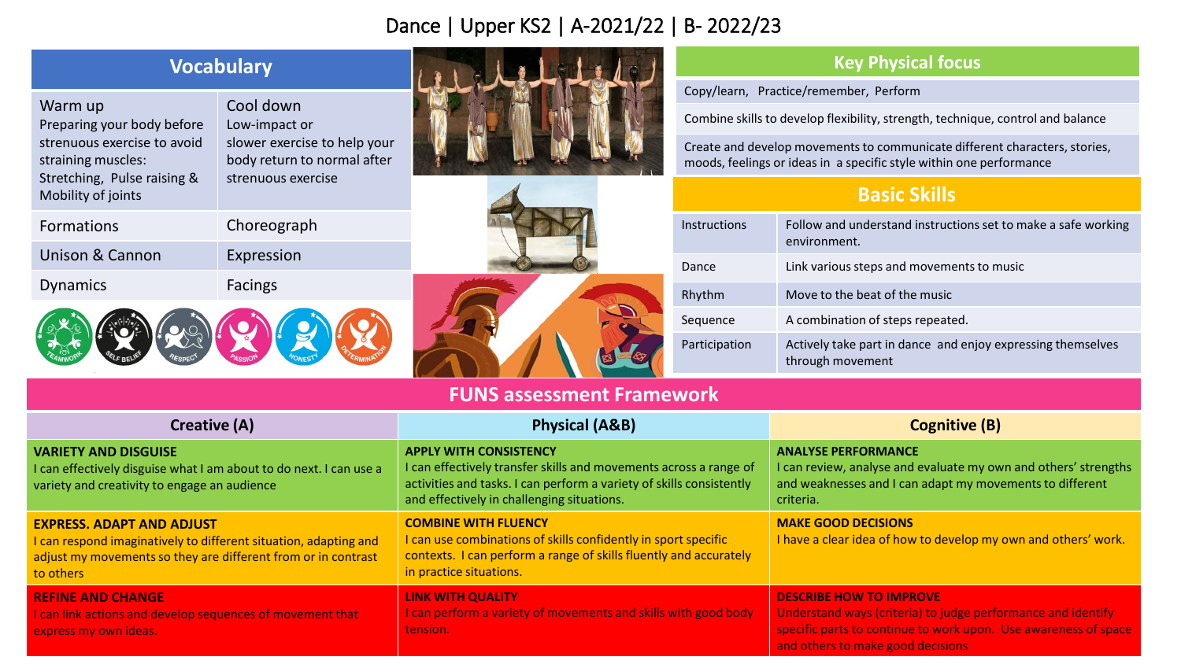# Dance | Upper KS2 | A-2021/22 | B- 2022/23

## Vocabulary

| | |
|---|---|
| Warm up<br>Preparing your body before strenuous exercise to avoid straining muscles: Stretching, Pulse raising & Mobility of joints | Cool down<br>Low-impact or slower exercise to help your body return to normal after strenuous exercise |
| Formations | Choreograph |
| Unison & Cannon | Expression |
| Dynamics | Facings |

TEAMWORK · SELF BELIEF · RESPECT · PASSION · HONESTY · DETERMINATION

## Key Physical focus

- Copy/learn, Practice/remember, Perform
- Combine skills to develop flexibility, strength, technique, control and balance
- Create and develop movements to communicate different characters, stories, moods, feelings or ideas in a specific style within one performance

## Basic Skills

| | |
|---|---|
| Instructions | Follow and understand instructions set to make a safe working environment. |
| Dance | Link various steps and movements to music |
| Rhythm | Move to the beat of the music |
| Sequence | A combination of steps repeated. |
| Participation | Actively take part in dance and enjoy expressing themselves through movement |

## FUNS assessment Framework

| Creative (A) | Physical (A&B) | Cognitive (B) |
|---|---|---|
| **VARIETY AND DISGUISE**<br>I can effectively disguise what I am about to do next. I can use a variety and creativity to engage an audience | **APPLY WITH CONSISTENCY**<br>I can effectively transfer skills and movements across a range of activities and tasks. I can perform a variety of skills consistently and effectively in challenging situations. | **ANALYSE PERFORMANCE**<br>I can review, analyse and evaluate my own and others' strengths and weaknesses and I can adapt my movements to different criteria. |
| **EXPRESS. ADAPT AND ADJUST**<br>I can respond imaginatively to different situation, adapting and adjust my movements so they are different from or in contrast to others | **COMBINE WITH FLUENCY**<br>I can use combinations of skills confidently in sport specific contexts. I can perform a range of skills fluently and accurately in practice situations. | **MAKE GOOD DECISIONS**<br>I have a clear idea of how to develop my own and others' work. |
| **REFINE AND CHANGE**<br>I can link actions and develop sequences of movement that express my own ideas. | **LINK WITH QUALITY**<br>I can perform a variety of movements and skills with good body tension. | **DESCRIBE HOW TO IMPROVE**<br>Understand ways (criteria) to judge performance and identify specific parts to continue to work upon. Use awareness of space and others to make good decisions |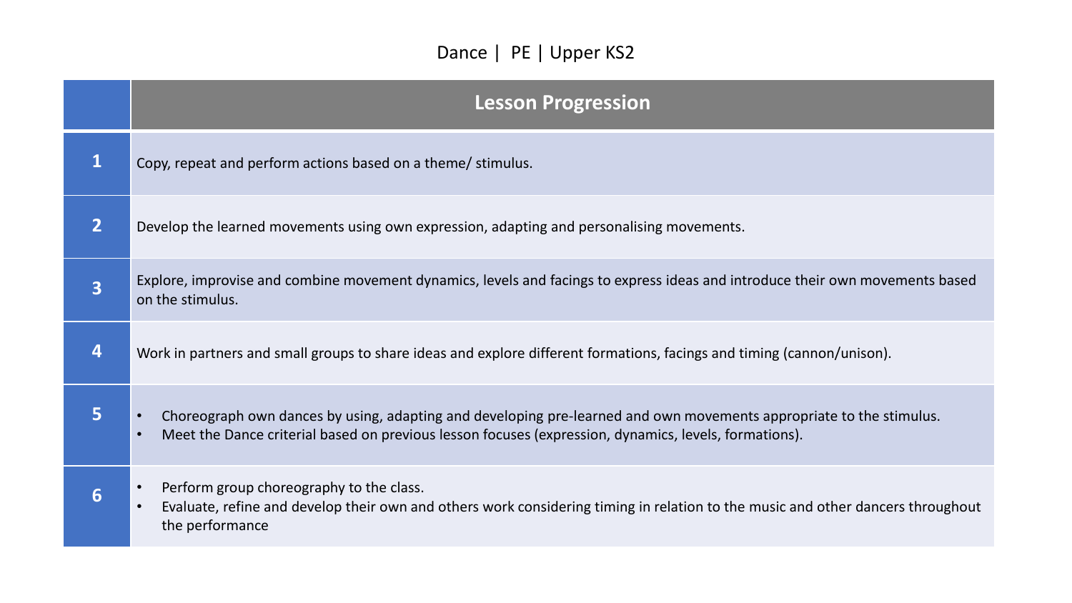Dance | PE | Upper KS2

| | Lesson Progression |
|---|---|
| 1 | Copy, repeat and perform actions based on a theme/ stimulus. |
| 2 | Develop the learned movements using own expression, adapting and personalising movements. |
| 3 | Explore, improvise and combine movement dynamics, levels and facings to express ideas and introduce their own movements based on the stimulus. |
| 4 | Work in partners and small groups to share ideas and explore different formations, facings and timing (cannon/unison). |
| 5 | • Choreograph own dances by using, adapting and developing pre-learned and own movements appropriate to the stimulus.<br>• Meet the Dance criterial based on previous lesson focuses (expression, dynamics, levels, formations). |
| 6 | • Perform group choreography to the class.<br>• Evaluate, refine and develop their own and others work considering timing in relation to the music and other dancers throughout the performance |